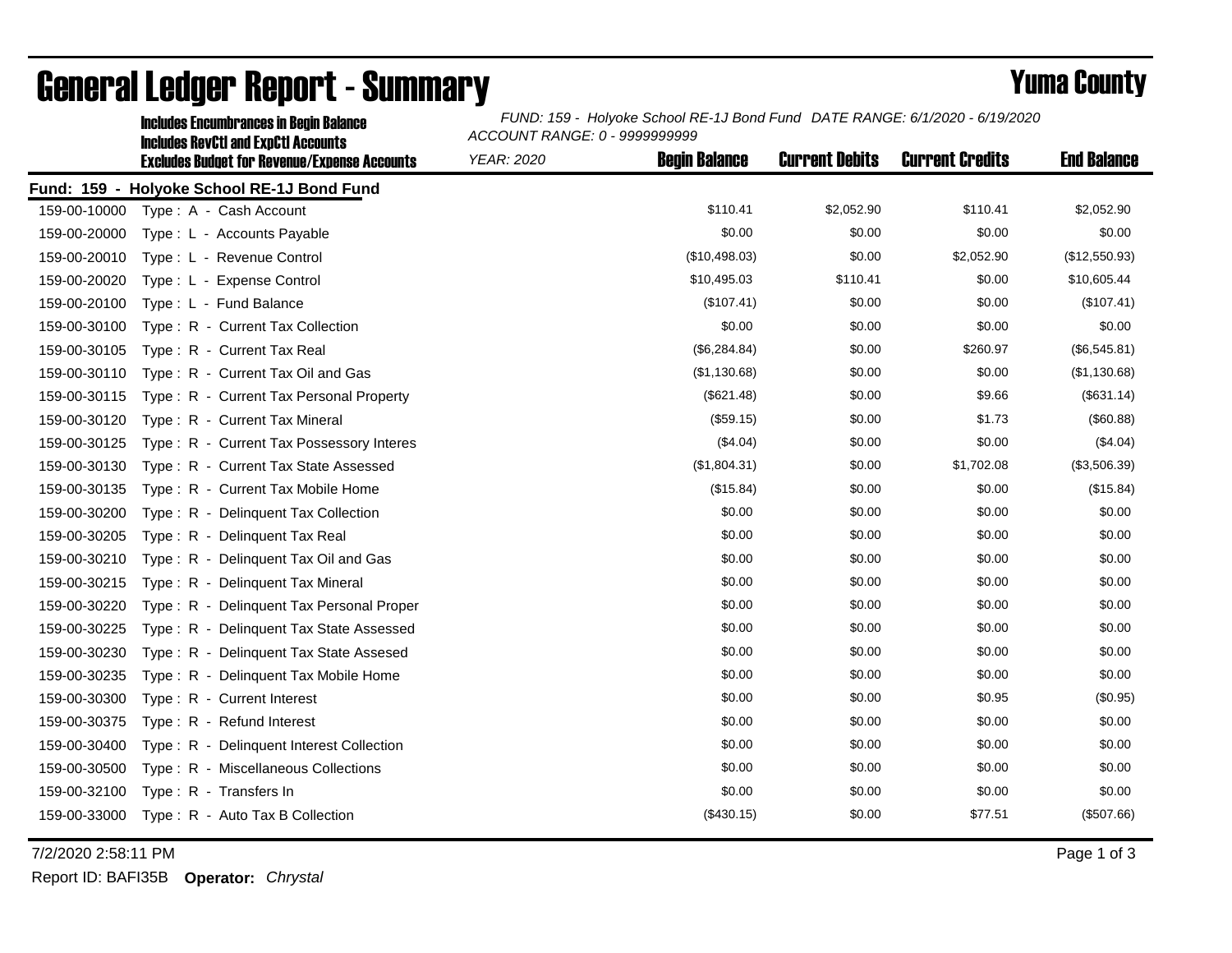# General Ledger Report - Summary

## Yuma County

**Includes Encumbrances in Begin Balance**
**Includes RevCtl and ExpCtl Accounts**
**Excludes Budget for Revenue/Expense Accounts**

*FUND: 159 - Holyoke School RE-1J Bond Fund DATE RANGE: 6/1/2020 - 6/19/2020*
*ACCOUNT RANGE: 0 - 9999999999*
*YEAR: 2020*

**Fund: 159 - Holyoke School RE-1J Bond Fund**

| Account | Description | Begin Balance | Current Debits | Current Credits | End Balance |
|---|---|---|---|---|---|
| 159-00-10000 | Type : A - Cash Account | $110.41 | $2,052.90 | $110.41 | $2,052.90 |
| 159-00-20000 | Type : L - Accounts Payable | $0.00 | $0.00 | $0.00 | $0.00 |
| 159-00-20010 | Type : L - Revenue Control | ($10,498.03) | $0.00 | $2,052.90 | ($12,550.93) |
| 159-00-20020 | Type : L - Expense Control | $10,495.03 | $110.41 | $0.00 | $10,605.44 |
| 159-00-20100 | Type : L - Fund Balance | ($107.41) | $0.00 | $0.00 | ($107.41) |
| 159-00-30100 | Type : R - Current Tax Collection | $0.00 | $0.00 | $0.00 | $0.00 |
| 159-00-30105 | Type : R - Current Tax Real | ($6,284.84) | $0.00 | $260.97 | ($6,545.81) |
| 159-00-30110 | Type : R - Current Tax Oil and Gas | ($1,130.68) | $0.00 | $0.00 | ($1,130.68) |
| 159-00-30115 | Type : R - Current Tax Personal Property | ($621.48) | $0.00 | $9.66 | ($631.14) |
| 159-00-30120 | Type : R - Current Tax Mineral | ($59.15) | $0.00 | $1.73 | ($60.88) |
| 159-00-30125 | Type : R - Current Tax Possessory Interes | ($4.04) | $0.00 | $0.00 | ($4.04) |
| 159-00-30130 | Type : R - Current Tax State Assessed | ($1,804.31) | $0.00 | $1,702.08 | ($3,506.39) |
| 159-00-30135 | Type : R - Current Tax Mobile Home | ($15.84) | $0.00 | $0.00 | ($15.84) |
| 159-00-30200 | Type : R - Delinquent Tax Collection | $0.00 | $0.00 | $0.00 | $0.00 |
| 159-00-30205 | Type : R - Delinquent Tax Real | $0.00 | $0.00 | $0.00 | $0.00 |
| 159-00-30210 | Type : R - Delinquent Tax Oil and Gas | $0.00 | $0.00 | $0.00 | $0.00 |
| 159-00-30215 | Type : R - Delinquent Tax Mineral | $0.00 | $0.00 | $0.00 | $0.00 |
| 159-00-30220 | Type : R - Delinquent Tax Personal Proper | $0.00 | $0.00 | $0.00 | $0.00 |
| 159-00-30225 | Type : R - Delinquent Tax State Assessed | $0.00 | $0.00 | $0.00 | $0.00 |
| 159-00-30230 | Type : R - Delinquent Tax State Assesed | $0.00 | $0.00 | $0.00 | $0.00 |
| 159-00-30235 | Type : R - Delinquent Tax Mobile Home | $0.00 | $0.00 | $0.00 | $0.00 |
| 159-00-30300 | Type : R - Current Interest | $0.00 | $0.00 | $0.95 | ($0.95) |
| 159-00-30375 | Type : R - Refund Interest | $0.00 | $0.00 | $0.00 | $0.00 |
| 159-00-30400 | Type : R - Delinquent Interest Collection | $0.00 | $0.00 | $0.00 | $0.00 |
| 159-00-30500 | Type : R - Miscellaneous Collections | $0.00 | $0.00 | $0.00 | $0.00 |
| 159-00-32100 | Type : R - Transfers In | $0.00 | $0.00 | $0.00 | $0.00 |
| 159-00-33000 | Type : R - Auto Tax B Collection | ($430.15) | $0.00 | $77.51 | ($507.66) |

7/2/2020 2:58:11 PM

Report ID: BAFI35B **Operator:** *Chrystal*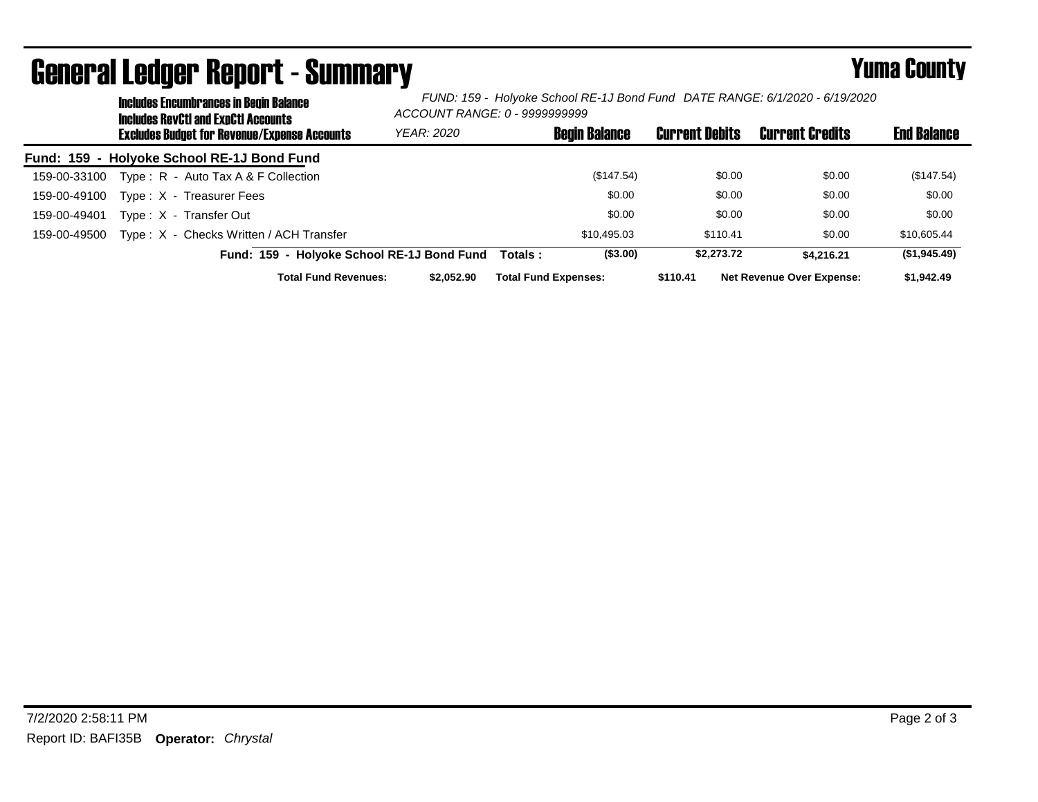# General Ledger Report - Summary

**Yuma County**

**Includes Encumbrances in Begin Balance**
**Includes RevCtl and ExpCtl Accounts**
**Excludes Budget for Revenue/Expense Accounts**

*FUND: 159 - Holyoke School RE-1J Bond Fund DATE RANGE: 6/1/2020 - 6/19/2020*
*ACCOUNT RANGE: 0 - 9999999999*
*YEAR: 2020*

## Fund: 159 - Holyoke School RE-1J Bond Fund

| Account | Description | Begin Balance | Current Debits | Current Credits | End Balance |
|---|---|---|---|---|---|
| 159-00-33100 | Type : R - Auto Tax A & F Collection | ($147.54) | $0.00 | $0.00 | ($147.54) |
| 159-00-49100 | Type : X - Treasurer Fees | $0.00 | $0.00 | $0.00 | $0.00 |
| 159-00-49401 | Type : X - Transfer Out | $0.00 | $0.00 | $0.00 | $0.00 |
| 159-00-49500 | Type : X - Checks Written / ACH Transfer | $10,495.03 | $110.41 | $0.00 | $10,605.44 |
| | **Fund: 159 - Holyoke School RE-1J Bond Fund Totals :** | **($3.00)** | **$2,273.72** | **$4,216.21** | **($1,945.49)** |

**Total Fund Revenues:** $2,052.90 **Total Fund Expenses:** $110.41 **Net Revenue Over Expense:** $1,942.49

7/2/2020 2:58:11 PM

Report ID: BAFI35B **Operator:** *Chrystal*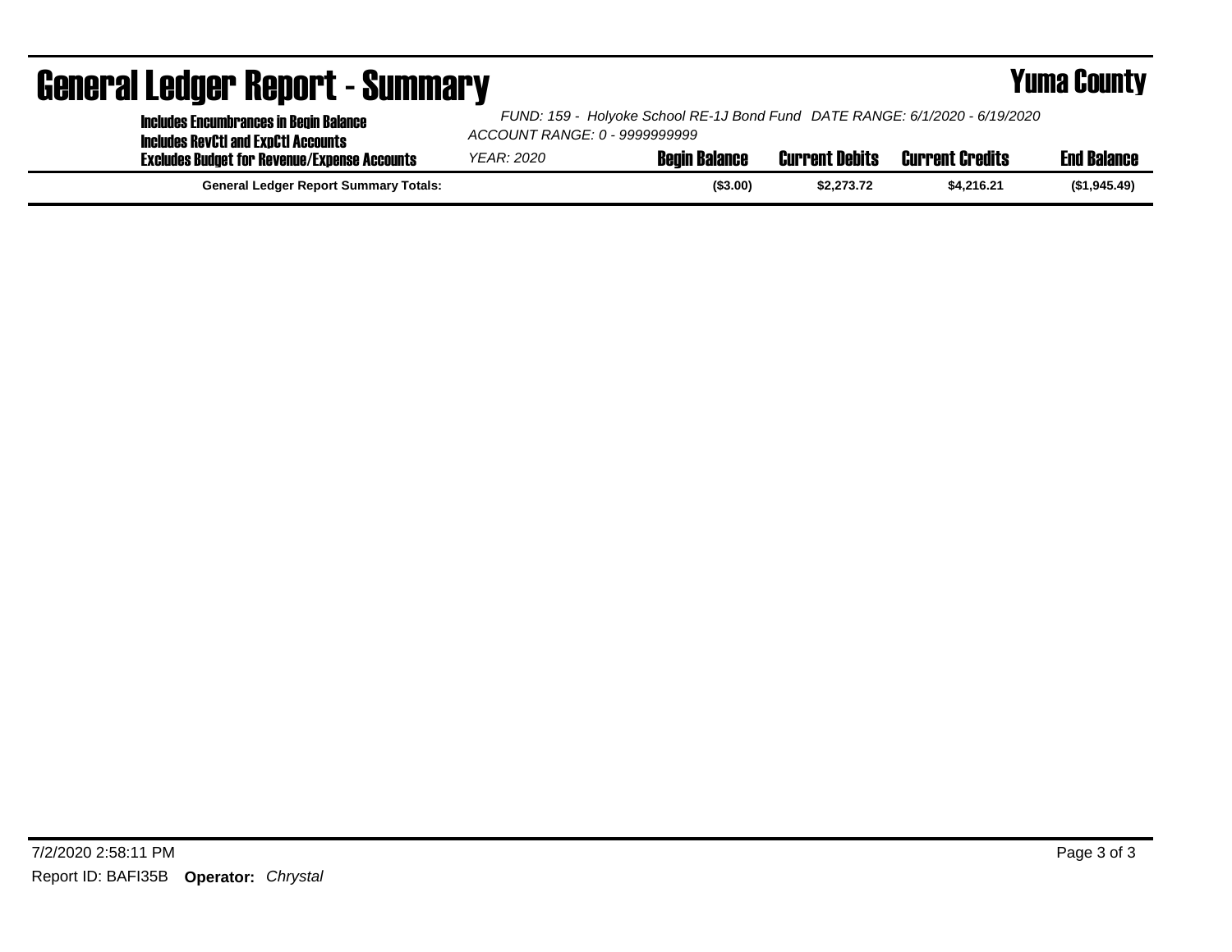# General Ledger Report - Summary

**Yuma County**

Includes Encumbrances in Begin Balance
Includes RevCtl and ExpCtl Accounts
Excludes Budget for Revenue/Expense Accounts

*FUND: 159 - Holyoke School RE-1J Bond Fund DATE RANGE: 6/1/2020 - 6/19/2020*
*ACCOUNT RANGE: 0 - 9999999999*
*YEAR: 2020*

| | Begin Balance | Current Debits | Current Credits | End Balance |
|---|---|---|---|---|
| **General Ledger Report Summary Totals:** | **($3.00)** | **$2,273.72** | **$4,216.21** | **($1,945.49)** |

7/2/2020 2:58:11 PM

Report ID: BAFI35B **Operator:** *Chrystal*